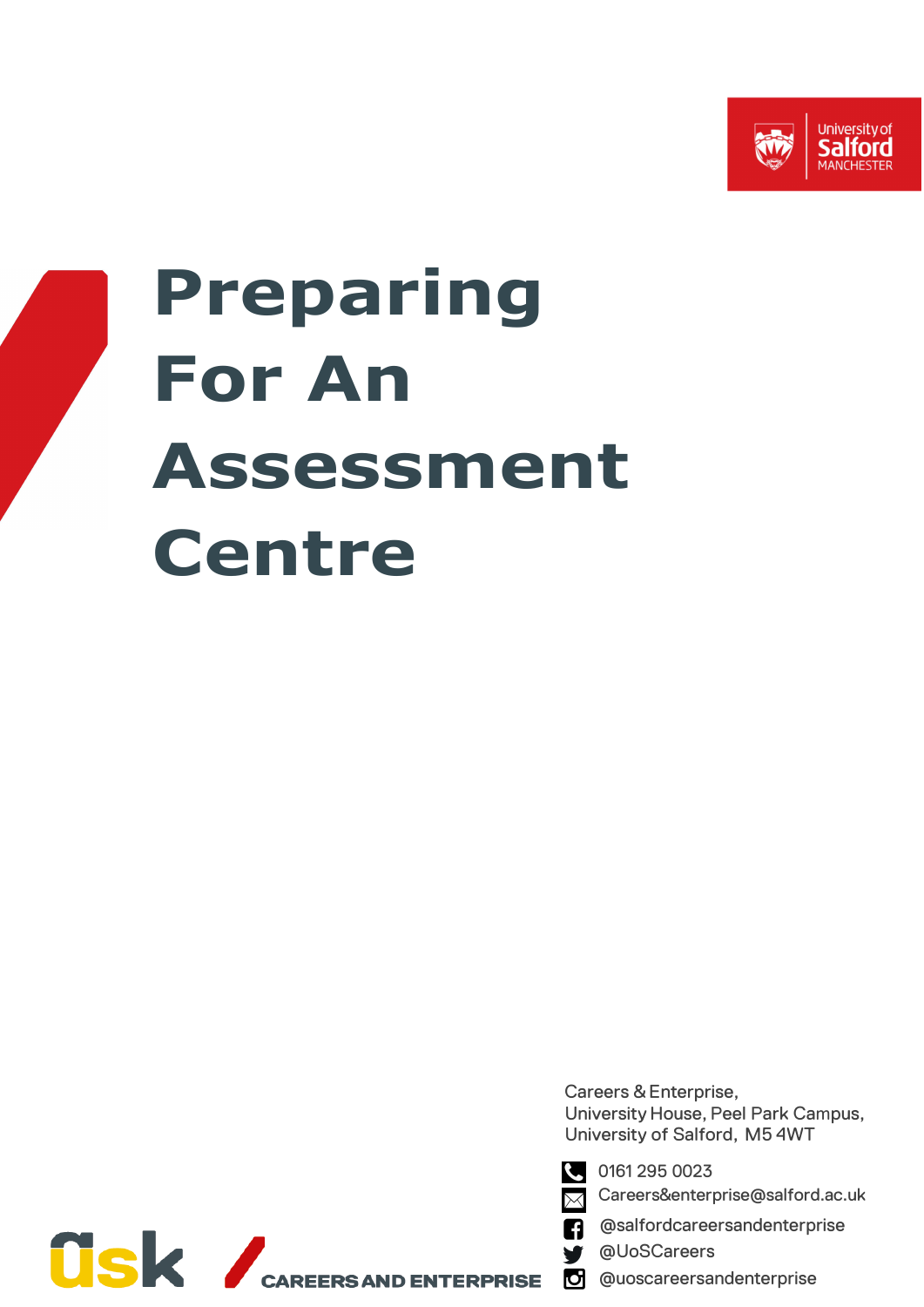University of Salford MANCHESTER

# Preparing For An Assessment Centre

Careers & Enterprise,
University House, Peel Park Campus,
University of Salford, M5 4WT

0161 295 0023
Careers&enterprise@salford.ac.uk
@salfordcareersandenterprise
@UoSCareers
@uoscareersandenterprise

ask CAREERS AND ENTERPRISE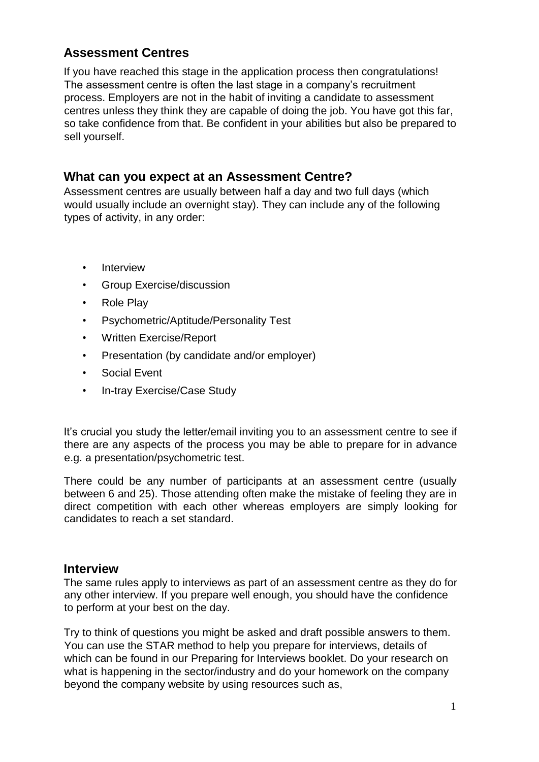## Assessment Centres

If you have reached this stage in the application process then congratulations! The assessment centre is often the last stage in a company's recruitment process. Employers are not in the habit of inviting a candidate to assessment centres unless they think they are capable of doing the job. You have got this far, so take confidence from that. Be confident in your abilities but also be prepared to sell yourself.

## What can you expect at an Assessment Centre?

Assessment centres are usually between half a day and two full days (which would usually include an overnight stay). They can include any of the following types of activity, in any order:

- Interview
- Group Exercise/discussion
- Role Play
- Psychometric/Aptitude/Personality Test
- Written Exercise/Report
- Presentation (by candidate and/or employer)
- Social Event
- In-tray Exercise/Case Study

It's crucial you study the letter/email inviting you to an assessment centre to see if there are any aspects of the process you may be able to prepare for in advance e.g. a presentation/psychometric test.

There could be any number of participants at an assessment centre (usually between 6 and 25). Those attending often make the mistake of feeling they are in direct competition with each other whereas employers are simply looking for candidates to reach a set standard.

## Interview

The same rules apply to interviews as part of an assessment centre as they do for any other interview. If you prepare well enough, you should have the confidence to perform at your best on the day.

Try to think of questions you might be asked and draft possible answers to them. You can use the STAR method to help you prepare for interviews, details of which can be found in our Preparing for Interviews booklet. Do your research on what is happening in the sector/industry and do your homework on the company beyond the company website by using resources such as,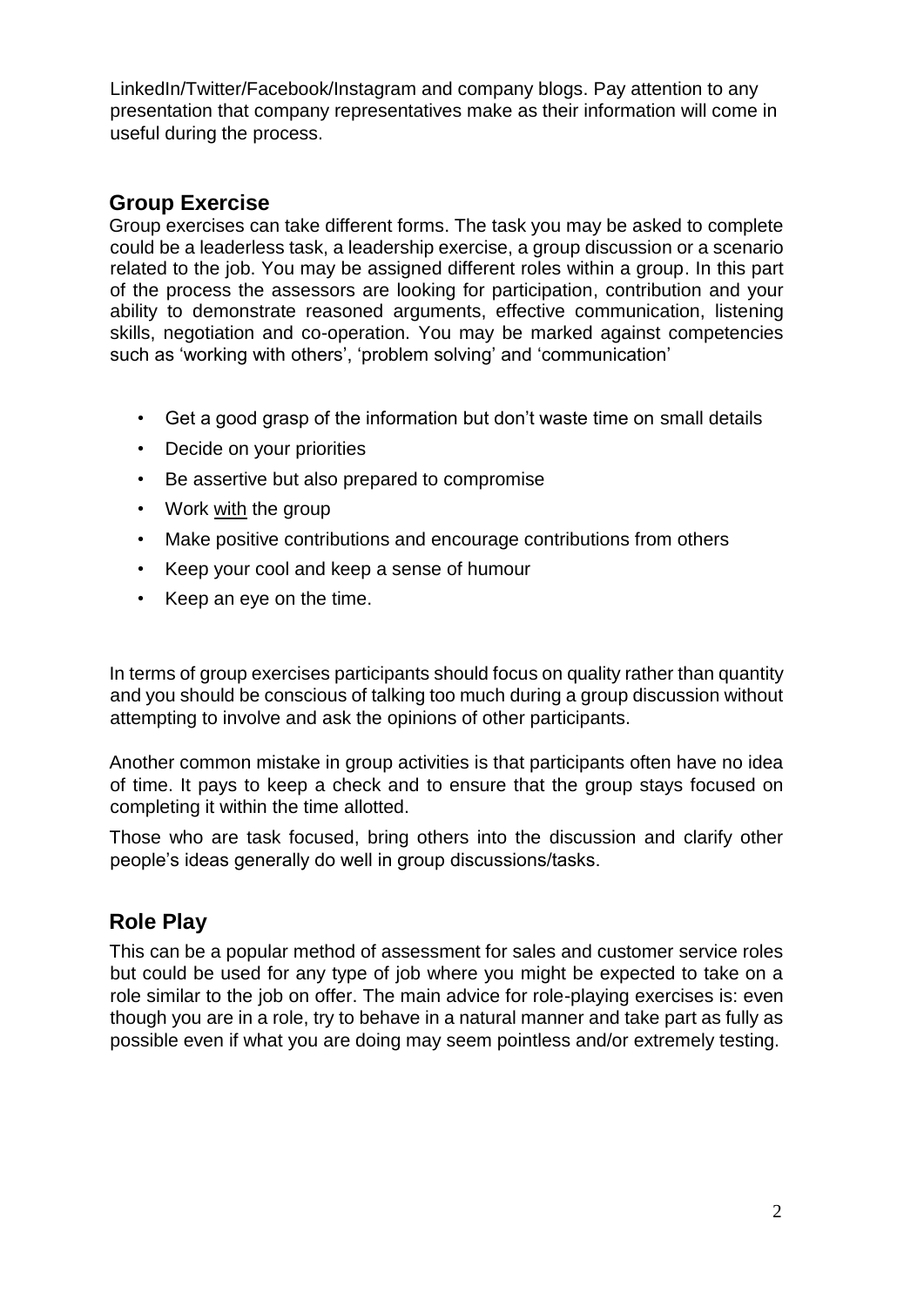LinkedIn/Twitter/Facebook/Instagram and company blogs. Pay attention to any presentation that company representatives make as their information will come in useful during the process.

## Group Exercise

Group exercises can take different forms. The task you may be asked to complete could be a leaderless task, a leadership exercise, a group discussion or a scenario related to the job. You may be assigned different roles within a group. In this part of the process the assessors are looking for participation, contribution and your ability to demonstrate reasoned arguments, effective communication, listening skills, negotiation and co-operation. You may be marked against competencies such as 'working with others', 'problem solving' and 'communication'

- Get a good grasp of the information but don't waste time on small details
- Decide on your priorities
- Be assertive but also prepared to compromise
- Work <u>with</u> the group
- Make positive contributions and encourage contributions from others
- Keep your cool and keep a sense of humour
- Keep an eye on the time.

In terms of group exercises participants should focus on quality rather than quantity and you should be conscious of talking too much during a group discussion without attempting to involve and ask the opinions of other participants.

Another common mistake in group activities is that participants often have no idea of time. It pays to keep a check and to ensure that the group stays focused on completing it within the time allotted.

Those who are task focused, bring others into the discussion and clarify other people's ideas generally do well in group discussions/tasks.

## Role Play

This can be a popular method of assessment for sales and customer service roles but could be used for any type of job where you might be expected to take on a role similar to the job on offer. The main advice for role-playing exercises is: even though you are in a role, try to behave in a natural manner and take part as fully as possible even if what you are doing may seem pointless and/or extremely testing.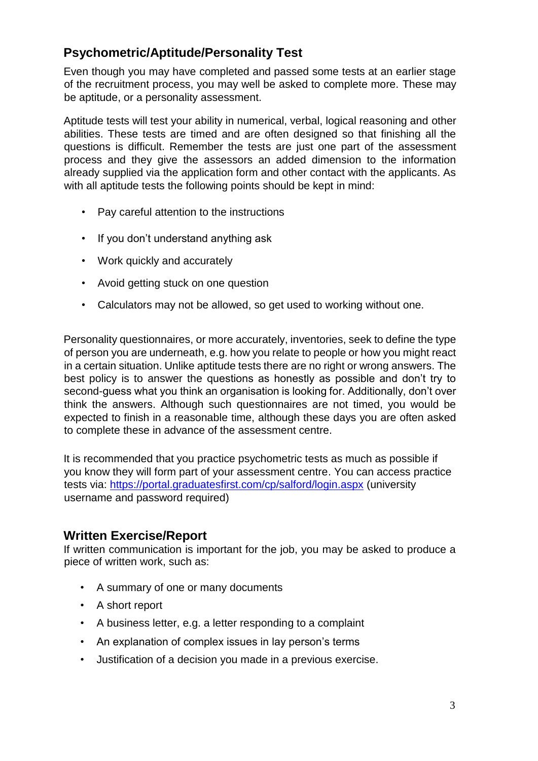## Psychometric/Aptitude/Personality Test

Even though you may have completed and passed some tests at an earlier stage of the recruitment process, you may well be asked to complete more. These may be aptitude, or a personality assessment.

Aptitude tests will test your ability in numerical, verbal, logical reasoning and other abilities. These tests are timed and are often designed so that finishing all the questions is difficult. Remember the tests are just one part of the assessment process and they give the assessors an added dimension to the information already supplied via the application form and other contact with the applicants. As with all aptitude tests the following points should be kept in mind:

- Pay careful attention to the instructions
- If you don't understand anything ask
- Work quickly and accurately
- Avoid getting stuck on one question
- Calculators may not be allowed, so get used to working without one.

Personality questionnaires, or more accurately, inventories, seek to define the type of person you are underneath, e.g. how you relate to people or how you might react in a certain situation. Unlike aptitude tests there are no right or wrong answers. The best policy is to answer the questions as honestly as possible and don't try to second-guess what you think an organisation is looking for. Additionally, don't over think the answers. Although such questionnaires are not timed, you would be expected to finish in a reasonable time, although these days you are often asked to complete these in advance of the assessment centre.

It is recommended that you practice psychometric tests as much as possible if you know they will form part of your assessment centre. You can access practice tests via: [https://portal.graduatesfirst.com/cp/salford/login.aspx](https://portal.graduatesfirst.com/cp/salford/login.aspx) (university username and password required)

## Written Exercise/Report

If written communication is important for the job, you may be asked to produce a piece of written work, such as:

- A summary of one or many documents
- A short report
- A business letter, e.g. a letter responding to a complaint
- An explanation of complex issues in lay person's terms
- Justification of a decision you made in a previous exercise.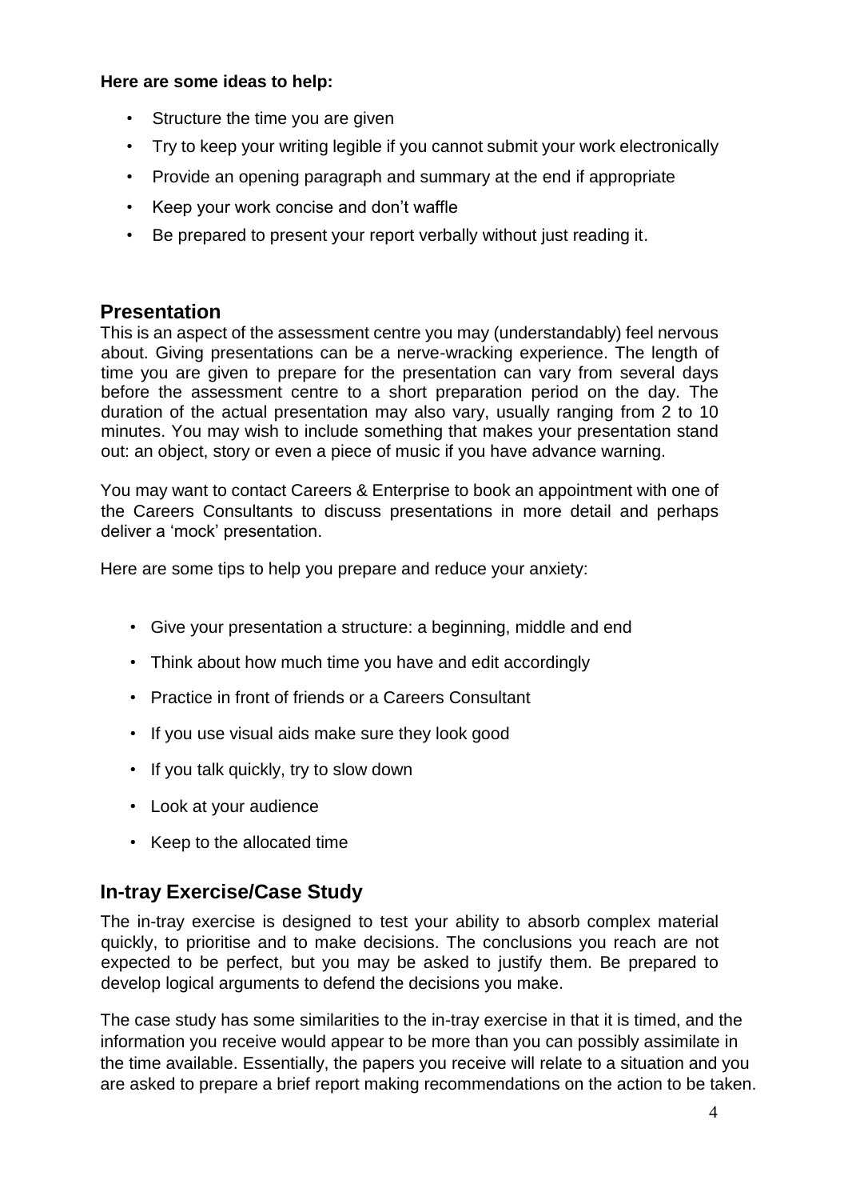**Here are some ideas to help:**

- Structure the time you are given
- Try to keep your writing legible if you cannot submit your work electronically
- Provide an opening paragraph and summary at the end if appropriate
- Keep your work concise and don't waffle
- Be prepared to present your report verbally without just reading it.

## Presentation

This is an aspect of the assessment centre you may (understandably) feel nervous about. Giving presentations can be a nerve-wracking experience. The length of time you are given to prepare for the presentation can vary from several days before the assessment centre to a short preparation period on the day. The duration of the actual presentation may also vary, usually ranging from 2 to 10 minutes. You may wish to include something that makes your presentation stand out: an object, story or even a piece of music if you have advance warning.

You may want to contact Careers & Enterprise to book an appointment with one of the Careers Consultants to discuss presentations in more detail and perhaps deliver a 'mock' presentation.

Here are some tips to help you prepare and reduce your anxiety:

- Give your presentation a structure: a beginning, middle and end
- Think about how much time you have and edit accordingly
- Practice in front of friends or a Careers Consultant
- If you use visual aids make sure they look good
- If you talk quickly, try to slow down
- Look at your audience
- Keep to the allocated time

## In-tray Exercise/Case Study

The in-tray exercise is designed to test your ability to absorb complex material quickly, to prioritise and to make decisions. The conclusions you reach are not expected to be perfect, but you may be asked to justify them. Be prepared to develop logical arguments to defend the decisions you make.

The case study has some similarities to the in-tray exercise in that it is timed, and the information you receive would appear to be more than you can possibly assimilate in the time available. Essentially, the papers you receive will relate to a situation and you are asked to prepare a brief report making recommendations on the action to be taken.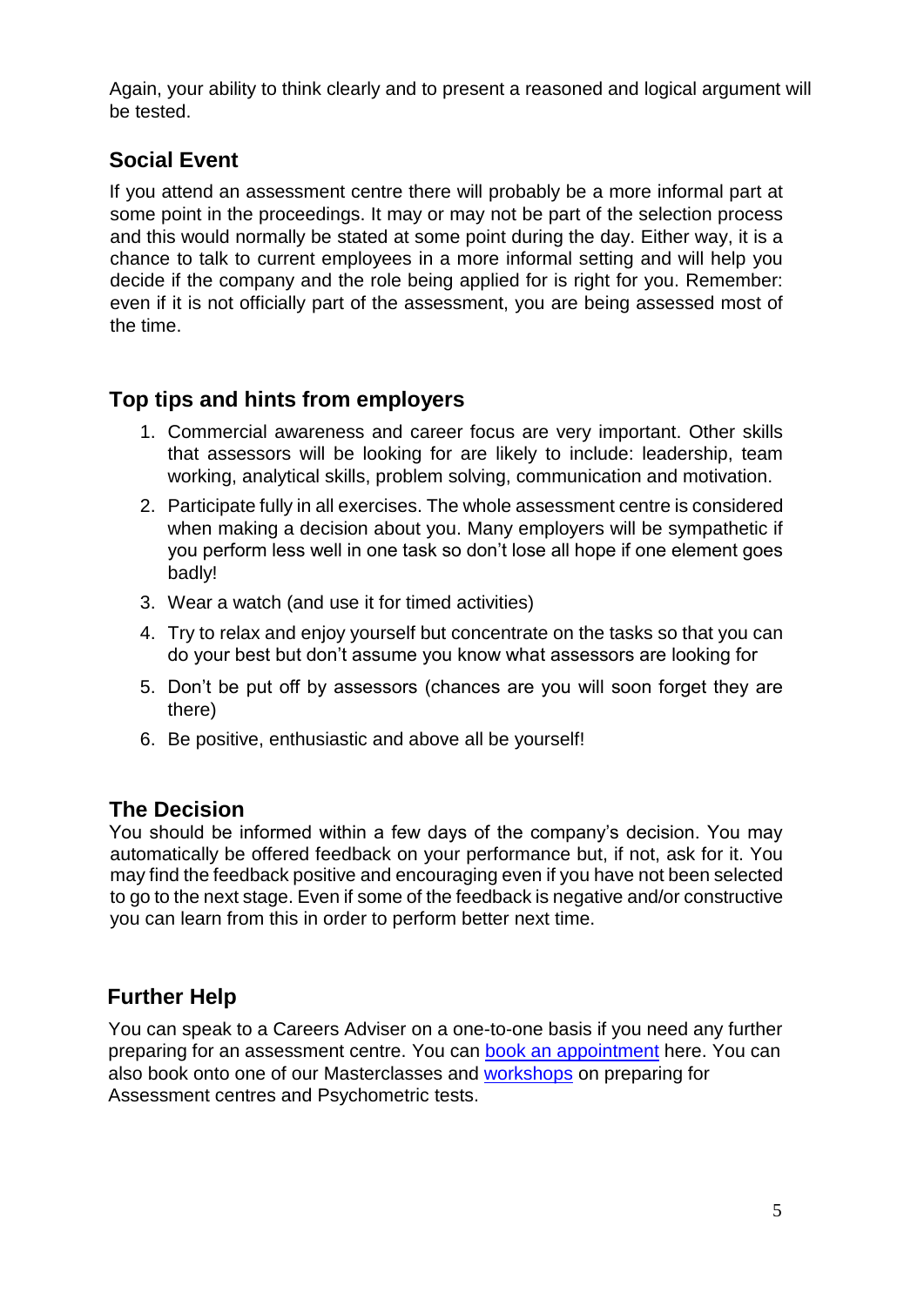Again, your ability to think clearly and to present a reasoned and logical argument will be tested.

## Social Event

If you attend an assessment centre there will probably be a more informal part at some point in the proceedings. It may or may not be part of the selection process and this would normally be stated at some point during the day. Either way, it is a chance to talk to current employees in a more informal setting and will help you decide if the company and the role being applied for is right for you. Remember: even if it is not officially part of the assessment, you are being assessed most of the time.

## Top tips and hints from employers

1. Commercial awareness and career focus are very important. Other skills that assessors will be looking for are likely to include: leadership, team working, analytical skills, problem solving, communication and motivation.
2. Participate fully in all exercises. The whole assessment centre is considered when making a decision about you. Many employers will be sympathetic if you perform less well in one task so don't lose all hope if one element goes badly!
3. Wear a watch (and use it for timed activities)
4. Try to relax and enjoy yourself but concentrate on the tasks so that you can do your best but don't assume you know what assessors are looking for
5. Don't be put off by assessors (chances are you will soon forget they are there)
6. Be positive, enthusiastic and above all be yourself!

## The Decision

You should be informed within a few days of the company's decision. You may automatically be offered feedback on your performance but, if not, ask for it. You may find the feedback positive and encouraging even if you have not been selected to go to the next stage. Even if some of the feedback is negative and/or constructive you can learn from this in order to perform better next time.

## Further Help

You can speak to a Careers Adviser on a one-to-one basis if you need any further preparing for an assessment centre. You can book an appointment here. You can also book onto one of our Masterclasses and workshops on preparing for Assessment centres and Psychometric tests.